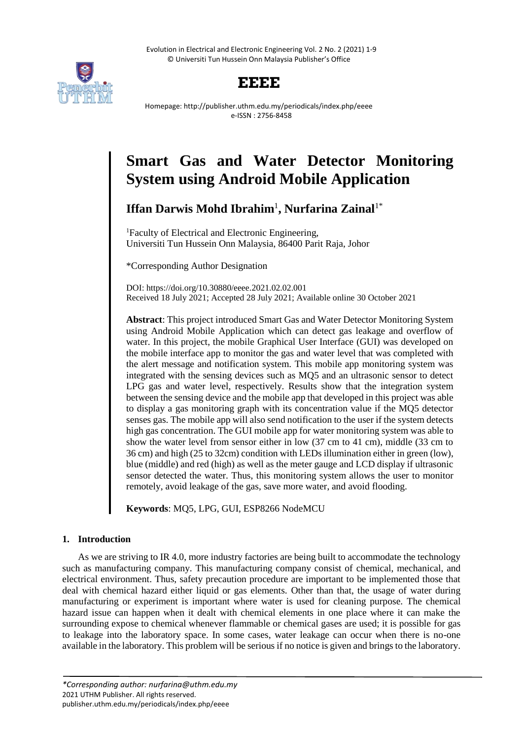# Smart Gas and Water Detector Monitoring System using Android Mobile Application

**Iffan Darwis Mohd Ibrahim**[1]**, Nurfarina Zainal**[1*]

[1]Faculty of Electrical and Electronic Engineering, Universiti Tun Hussein Onn Malaysia, 86400 Parit Raja, Johor

*Corresponding Author Designation

DOI: https://doi.org/10.30880/eeee.2021.02.02.001
Received 18 July 2021; Accepted 28 July 2021; Available online 30 October 2021

**Abstract**: This project introduced Smart Gas and Water Detector Monitoring System using Android Mobile Application which can detect gas leakage and overflow of water. In this project, the mobile Graphical User Interface (GUI) was developed on the mobile interface app to monitor the gas and water level that was completed with the alert message and notification system. This mobile app monitoring system was integrated with the sensing devices such as MQ5 and an ultrasonic sensor to detect LPG gas and water level, respectively. Results show that the integration system between the sensing device and the mobile app that developed in this project was able to display a gas monitoring graph with its concentration value if the MQ5 detector senses gas. The mobile app will also send notification to the user if the system detects high gas concentration. The GUI mobile app for water monitoring system was able to show the water level from sensor either in low (37 cm to 41 cm), middle (33 cm to 36 cm) and high (25 to 32cm) condition with LEDs illumination either in green (low), blue (middle) and red (high) as well as the meter gauge and LCD display if ultrasonic sensor detected the water. Thus, this monitoring system allows the user to monitor remotely, avoid leakage of the gas, save more water, and avoid flooding.

**Keywords**: MQ5, LPG, GUI, ESP8266 NodeMCU

## 1. Introduction

As we are striving to IR 4.0, more industry factories are being built to accommodate the technology such as manufacturing company. This manufacturing company consist of chemical, mechanical, and electrical environment. Thus, safety precaution procedure are important to be implemented those that deal with chemical hazard either liquid or gas elements. Other than that, the usage of water during manufacturing or experiment is important where water is used for cleaning purpose. The chemical hazard issue can happen when it dealt with chemical elements in one place where it can make the surrounding expose to chemical whenever flammable or chemical gases are used; it is possible for gas to leakage into the laboratory space. In some cases, water leakage can occur when there is no-one available in the laboratory. This problem will be serious if no notice is given and brings to the laboratory.

*\*Corresponding author: nurfarina@uthm.edu.my*
2021 UTHM Publisher. All rights reserved.
publisher.uthm.edu.my/periodicals/index.php/eeee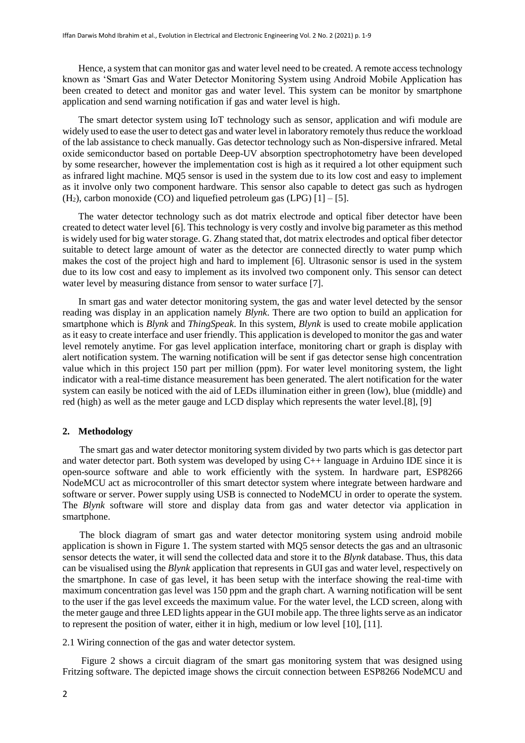Hence, a system that can monitor gas and water level need to be created. A remote access technology known as 'Smart Gas and Water Detector Monitoring System using Android Mobile Application has been created to detect and monitor gas and water level. This system can be monitor by smartphone application and send warning notification if gas and water level is high.

The smart detector system using IoT technology such as sensor, application and wifi module are widely used to ease the user to detect gas and water level in laboratory remotely thus reduce the workload of the lab assistance to check manually. Gas detector technology such as Non-dispersive infrared. Metal oxide semiconductor based on portable Deep-UV absorption spectrophotometry have been developed by some researcher, however the implementation cost is high as it required a lot other equipment such as infrared light machine. MQ5 sensor is used in the system due to its low cost and easy to implement as it involve only two component hardware. This sensor also capable to detect gas such as hydrogen ($H_2$), carbon monoxide (CO) and liquefied petroleum gas (LPG) [1] – [5].

The water detector technology such as dot matrix electrode and optical fiber detector have been created to detect water level [6]. This technology is very costly and involve big parameter as this method is widely used for big water storage. G. Zhang stated that, dot matrix electrodes and optical fiber detector suitable to detect large amount of water as the detector are connected directly to water pump which makes the cost of the project high and hard to implement [6]. Ultrasonic sensor is used in the system due to its low cost and easy to implement as its involved two component only. This sensor can detect water level by measuring distance from sensor to water surface [7].

In smart gas and water detector monitoring system, the gas and water level detected by the sensor reading was display in an application namely *Blynk*. There are two option to build an application for smartphone which is *Blynk* and *ThingSpeak*. In this system, *Blynk* is used to create mobile application as it easy to create interface and user friendly. This application is developed to monitor the gas and water level remotely anytime. For gas level application interface, monitoring chart or graph is display with alert notification system. The warning notification will be sent if gas detector sense high concentration value which in this project 150 part per million (ppm). For water level monitoring system, the light indicator with a real-time distance measurement has been generated. The alert notification for the water system can easily be noticed with the aid of LEDs illumination either in green (low), blue (middle) and red (high) as well as the meter gauge and LCD display which represents the water level.[8], [9]

## 2. Methodology

The smart gas and water detector monitoring system divided by two parts which is gas detector part and water detector part. Both system was developed by using C++ language in Arduino IDE since it is open-source software and able to work efficiently with the system. In hardware part, ESP8266 NodeMCU act as microcontroller of this smart detector system where integrate between hardware and software or server. Power supply using USB is connected to NodeMCU in order to operate the system. The *Blynk* software will store and display data from gas and water detector via application in smartphone.

The block diagram of smart gas and water detector monitoring system using android mobile application is shown in Figure 1. The system started with MQ5 sensor detects the gas and an ultrasonic sensor detects the water, it will send the collected data and store it to the *Blynk* database. Thus, this data can be visualised using the *Blynk* application that represents in GUI gas and water level, respectively on the smartphone. In case of gas level, it has been setup with the interface showing the real-time with maximum concentration gas level was 150 ppm and the graph chart. A warning notification will be sent to the user if the gas level exceeds the maximum value. For the water level, the LCD screen, along with the meter gauge and three LED lights appear in the GUI mobile app. The three lights serve as an indicator to represent the position of water, either it in high, medium or low level [10], [11].

2.1 Wiring connection of the gas and water detector system.

Figure 2 shows a circuit diagram of the smart gas monitoring system that was designed using Fritzing software. The depicted image shows the circuit connection between ESP8266 NodeMCU and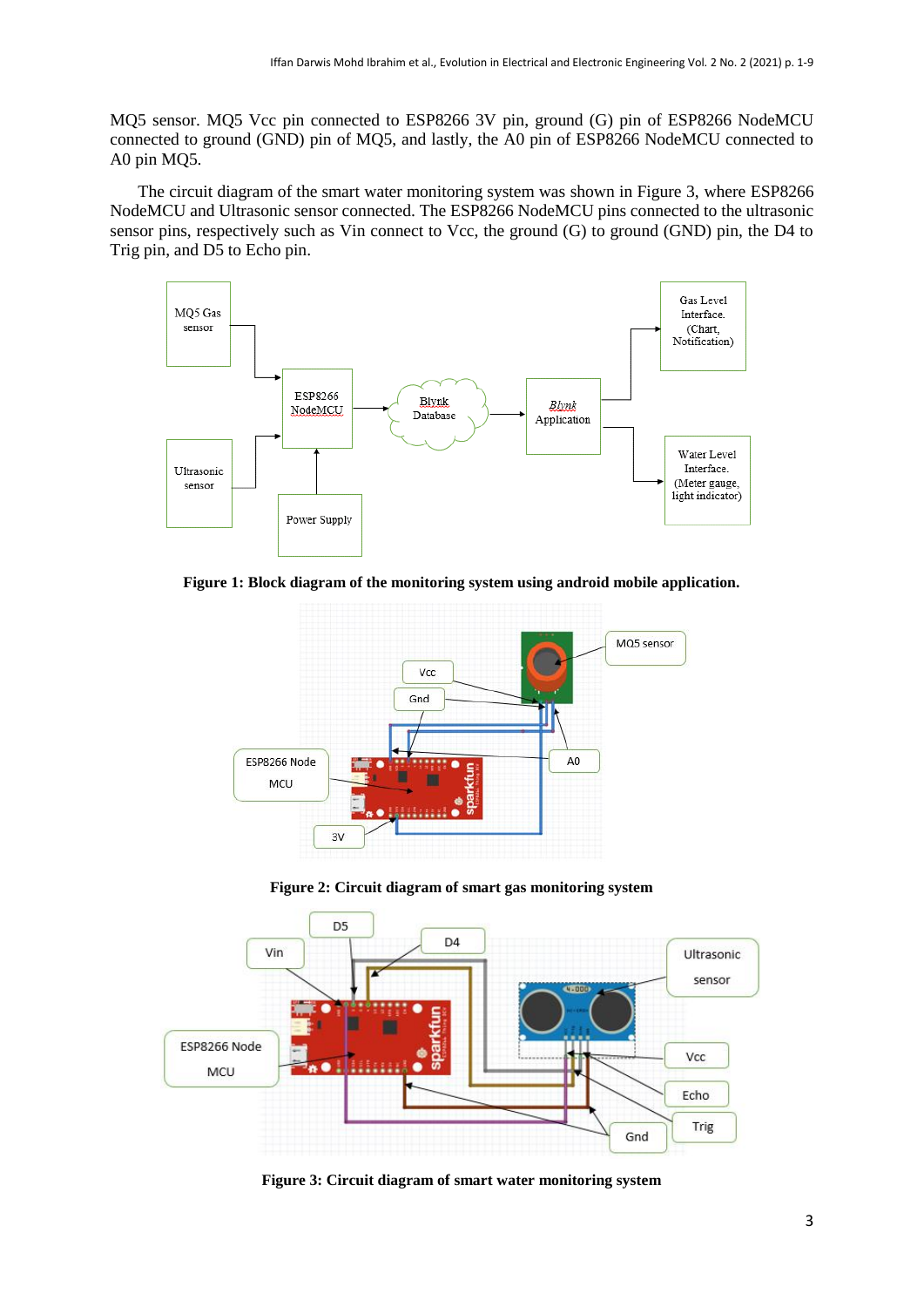MQ5 sensor. MQ5 Vcc pin connected to ESP8266 3V pin, ground (G) pin of ESP8266 NodeMCU connected to ground (GND) pin of MQ5, and lastly, the A0 pin of ESP8266 NodeMCU connected to A0 pin MQ5.

The circuit diagram of the smart water monitoring system was shown in Figure 3, where ESP8266 NodeMCU and Ultrasonic sensor connected. The ESP8266 NodeMCU pins connected to the ultrasonic sensor pins, respectively such as Vin connect to Vcc, the ground (G) to ground (GND) pin, the D4 to Trig pin, and D5 to Echo pin.

**Figure 1: Block diagram of the monitoring system using android mobile application.**

**Figure 2: Circuit diagram of smart gas monitoring system**

**Figure 3: Circuit diagram of smart water monitoring system**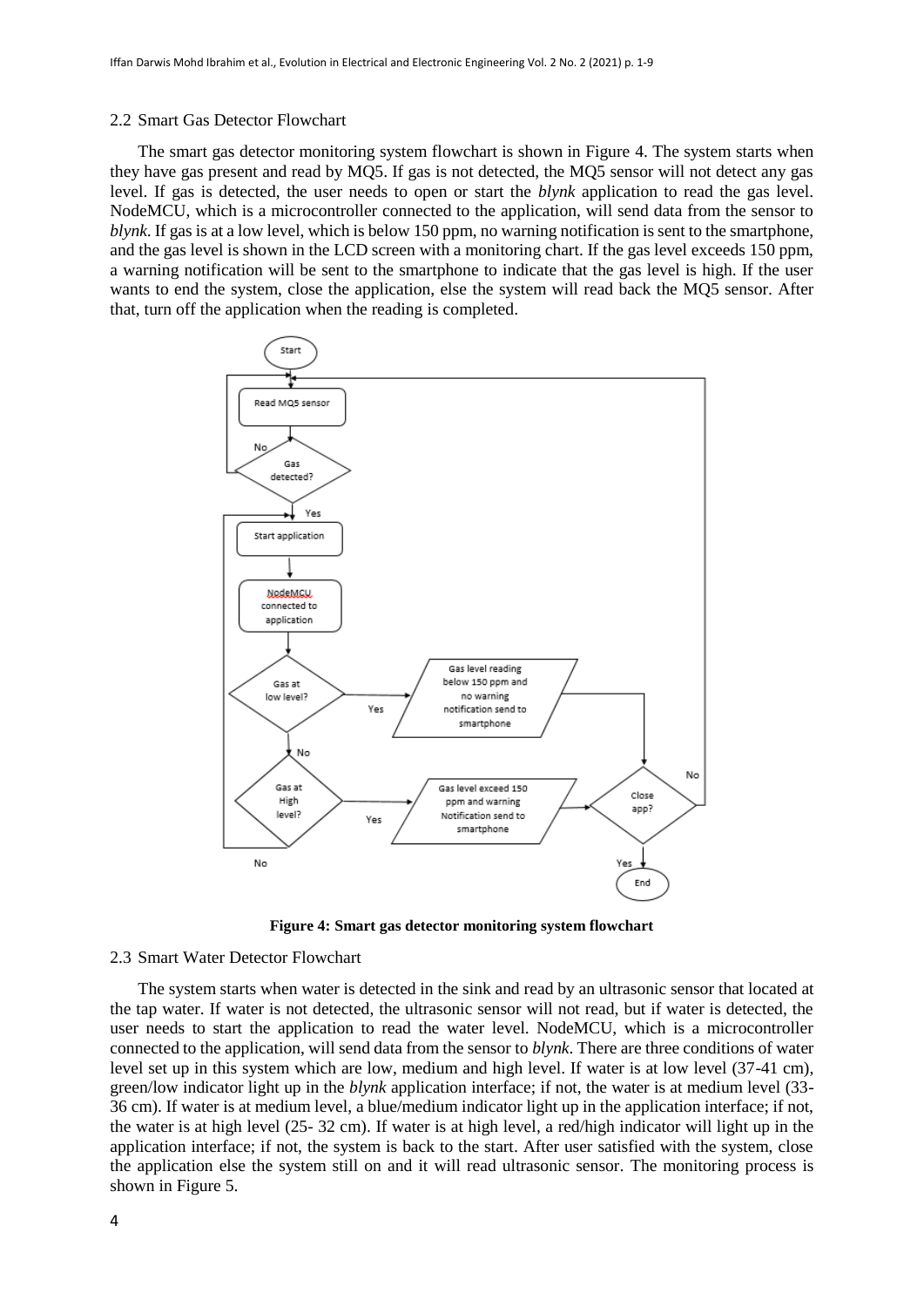### 2.2 Smart Gas Detector Flowchart

The smart gas detector monitoring system flowchart is shown in Figure 4. The system starts when they have gas present and read by MQ5. If gas is not detected, the MQ5 sensor will not detect any gas level. If gas is detected, the user needs to open or start the *blynk* application to read the gas level. NodeMCU, which is a microcontroller connected to the application, will send data from the sensor to *blynk*. If gas is at a low level, which is below 150 ppm, no warning notification is sent to the smartphone, and the gas level is shown in the LCD screen with a monitoring chart. If the gas level exceeds 150 ppm, a warning notification will be sent to the smartphone to indicate that the gas level is high. If the user wants to end the system, close the application, else the system will read back the MQ5 sensor. After that, turn off the application when the reading is completed.

**Figure 4: Smart gas detector monitoring system flowchart**

### 2.3 Smart Water Detector Flowchart

The system starts when water is detected in the sink and read by an ultrasonic sensor that located at the tap water. If water is not detected, the ultrasonic sensor will not read, but if water is detected, the user needs to start the application to read the water level. NodeMCU, which is a microcontroller connected to the application, will send data from the sensor to *blynk*. There are three conditions of water level set up in this system which are low, medium and high level. If water is at low level (37-41 cm), green/low indicator light up in the *blynk* application interface; if not, the water is at medium level (33-36 cm). If water is at medium level, a blue/medium indicator light up in the application interface; if not, the water is at high level (25- 32 cm). If water is at high level, a red/high indicator will light up in the application interface; if not, the system is back to the start. After user satisfied with the system, close the application else the system still on and it will read ultrasonic sensor. The monitoring process is shown in Figure 5.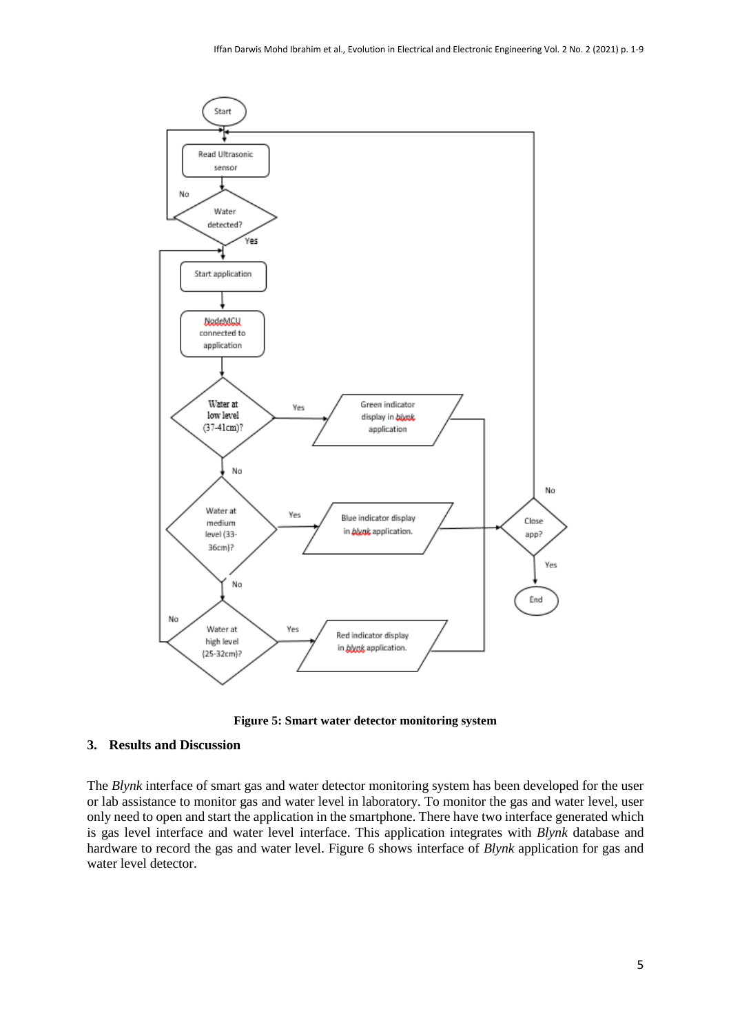**Figure 5: Smart water detector monitoring system**

## 3. Results and Discussion

The *Blynk* interface of smart gas and water detector monitoring system has been developed for the user or lab assistance to monitor gas and water level in laboratory. To monitor the gas and water level, user only need to open and start the application in the smartphone. There have two interface generated which is gas level interface and water level interface. This application integrates with *Blynk* database and hardware to record the gas and water level. Figure 6 shows interface of *Blynk* application for gas and water level detector.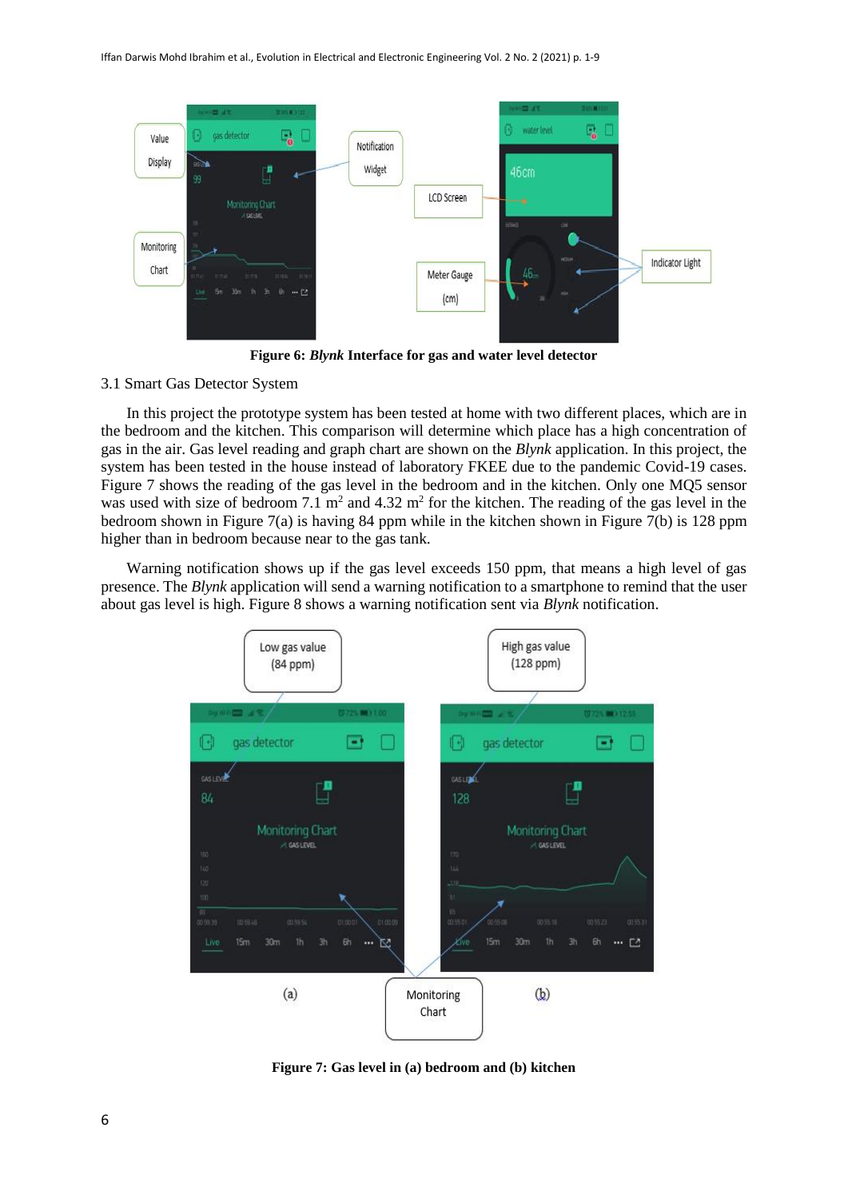**Figure 6: *Blynk* Interface for gas and water level detector**

3.1 Smart Gas Detector System

In this project the prototype system has been tested at home with two different places, which are in the bedroom and the kitchen. This comparison will determine which place has a high concentration of gas in the air. Gas level reading and graph chart are shown on the *Blynk* application. In this project, the system has been tested in the house instead of laboratory FKEE due to the pandemic Covid-19 cases. Figure 7 shows the reading of the gas level in the bedroom and in the kitchen. Only one MQ5 sensor was used with size of bedroom 7.1 $m^2$ and 4.32 $m^2$ for the kitchen. The reading of the gas level in the bedroom shown in Figure 7(a) is having 84 ppm while in the kitchen shown in Figure 7(b) is 128 ppm higher than in bedroom because near to the gas tank.

Warning notification shows up if the gas level exceeds 150 ppm, that means a high level of gas presence. The *Blynk* application will send a warning notification to a smartphone to remind that the user about gas level is high. Figure 8 shows a warning notification sent via *Blynk* notification.

**Figure 7: Gas level in (a) bedroom and (b) kitchen**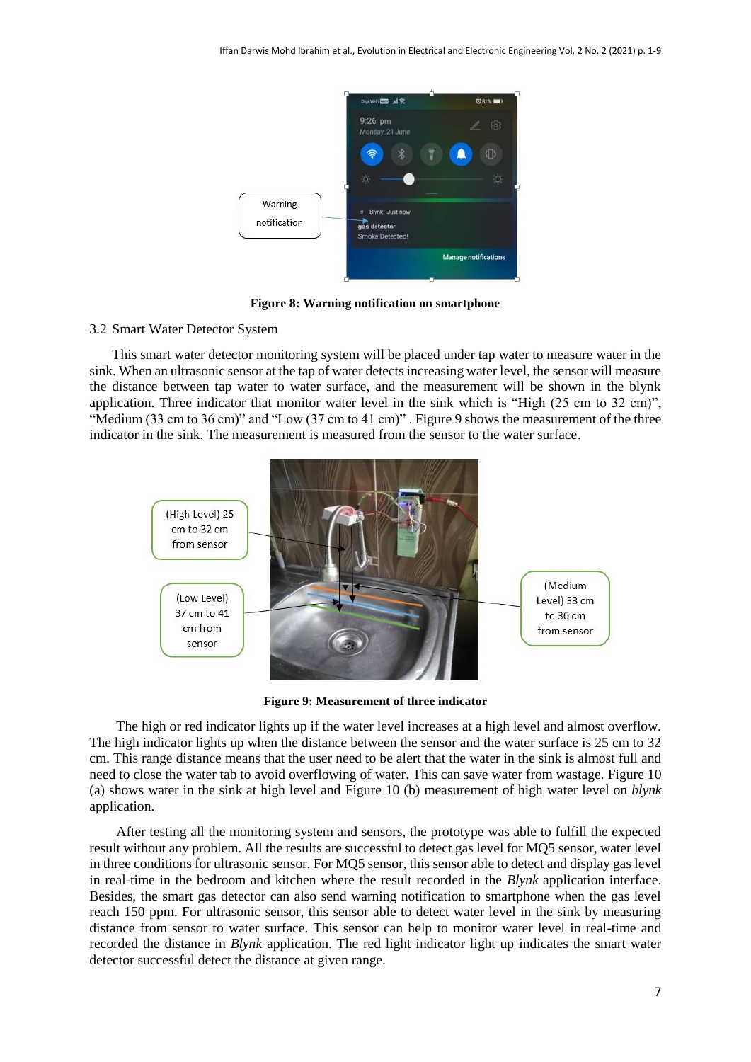**Figure 8: Warning notification on smartphone**

### 3.2 Smart Water Detector System

This smart water detector monitoring system will be placed under tap water to measure water in the sink. When an ultrasonic sensor at the tap of water detects increasing water level, the sensor will measure the distance between tap water to water surface, and the measurement will be shown in the blynk application. Three indicator that monitor water level in the sink which is "High (25 cm to 32 cm)", "Medium (33 cm to 36 cm)" and "Low (37 cm to 41 cm)" . Figure 9 shows the measurement of the three indicator in the sink. The measurement is measured from the sensor to the water surface.

**Figure 9: Measurement of three indicator**

The high or red indicator lights up if the water level increases at a high level and almost overflow. The high indicator lights up when the distance between the sensor and the water surface is 25 cm to 32 cm. This range distance means that the user need to be alert that the water in the sink is almost full and need to close the water tab to avoid overflowing of water. This can save water from wastage. Figure 10 (a) shows water in the sink at high level and Figure 10 (b) measurement of high water level on *blynk* application.

After testing all the monitoring system and sensors, the prototype was able to fulfill the expected result without any problem. All the results are successful to detect gas level for MQ5 sensor, water level in three conditions for ultrasonic sensor. For MQ5 sensor, this sensor able to detect and display gas level in real-time in the bedroom and kitchen where the result recorded in the *Blynk* application interface. Besides, the smart gas detector can also send warning notification to smartphone when the gas level reach 150 ppm. For ultrasonic sensor, this sensor able to detect water level in the sink by measuring distance from sensor to water surface. This sensor can help to monitor water level in real-time and recorded the distance in *Blynk* application. The red light indicator light up indicates the smart water detector successful detect the distance at given range.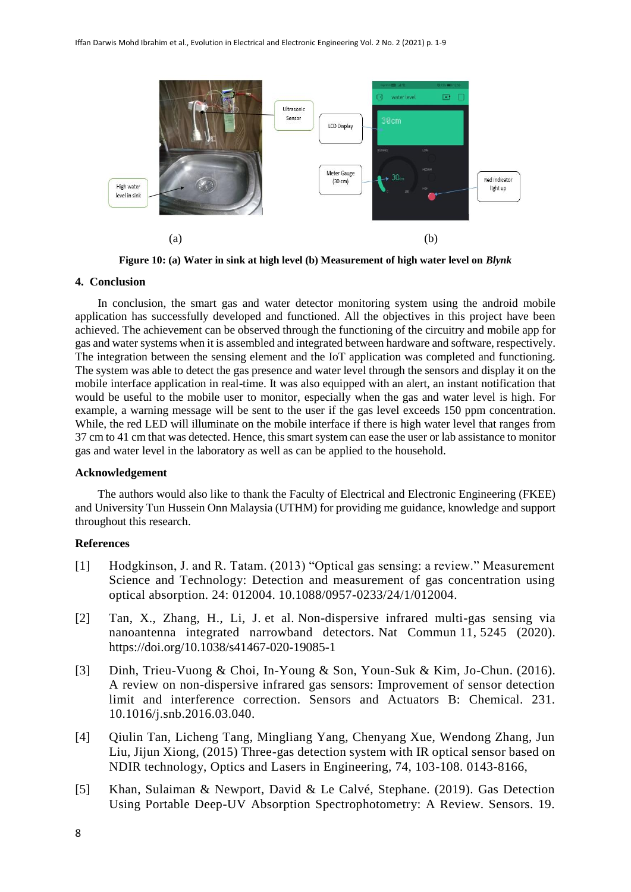Figure 10: (a) Water in sink at high level (b) Measurement of high water level on *Blynk*

## 4. Conclusion

In conclusion, the smart gas and water detector monitoring system using the android mobile application has successfully developed and functioned. All the objectives in this project have been achieved. The achievement can be observed through the functioning of the circuitry and mobile app for gas and water systems when it is assembled and integrated between hardware and software, respectively. The integration between the sensing element and the IoT application was completed and functioning. The system was able to detect the gas presence and water level through the sensors and display it on the mobile interface application in real-time. It was also equipped with an alert, an instant notification that would be useful to the mobile user to monitor, especially when the gas and water level is high. For example, a warning message will be sent to the user if the gas level exceeds 150 ppm concentration. While, the red LED will illuminate on the mobile interface if there is high water level that ranges from 37 cm to 41 cm that was detected. Hence, this smart system can ease the user or lab assistance to monitor gas and water level in the laboratory as well as can be applied to the household.

## Acknowledgement

The authors would also like to thank the Faculty of Electrical and Electronic Engineering (FKEE) and University Tun Hussein Onn Malaysia (UTHM) for providing me guidance, knowledge and support throughout this research.

## References

[1] Hodgkinson, J. and R. Tatam. (2013) "Optical gas sensing: a review." Measurement Science and Technology: Detection and measurement of gas concentration using optical absorption. 24: 012004. 10.1088/0957-0233/24/1/012004.

[2] Tan, X., Zhang, H., Li, J. et al. Non-dispersive infrared multi-gas sensing via nanoantenna integrated narrowband detectors. Nat Commun 11, 5245 (2020). https://doi.org/10.1038/s41467-020-19085-1

[3] Dinh, Trieu-Vuong & Choi, In-Young & Son, Youn-Suk & Kim, Jo-Chun. (2016). A review on non-dispersive infrared gas sensors: Improvement of sensor detection limit and interference correction. Sensors and Actuators B: Chemical. 231. 10.1016/j.snb.2016.03.040.

[4] Qiulin Tan, Licheng Tang, Mingliang Yang, Chenyang Xue, Wendong Zhang, Jun Liu, Jijun Xiong, (2015) Three-gas detection system with IR optical sensor based on NDIR technology, Optics and Lasers in Engineering, 74, 103-108. 0143-8166,

[5] Khan, Sulaiman & Newport, David & Le Calvé, Stephane. (2019). Gas Detection Using Portable Deep-UV Absorption Spectrophotometry: A Review. Sensors. 19.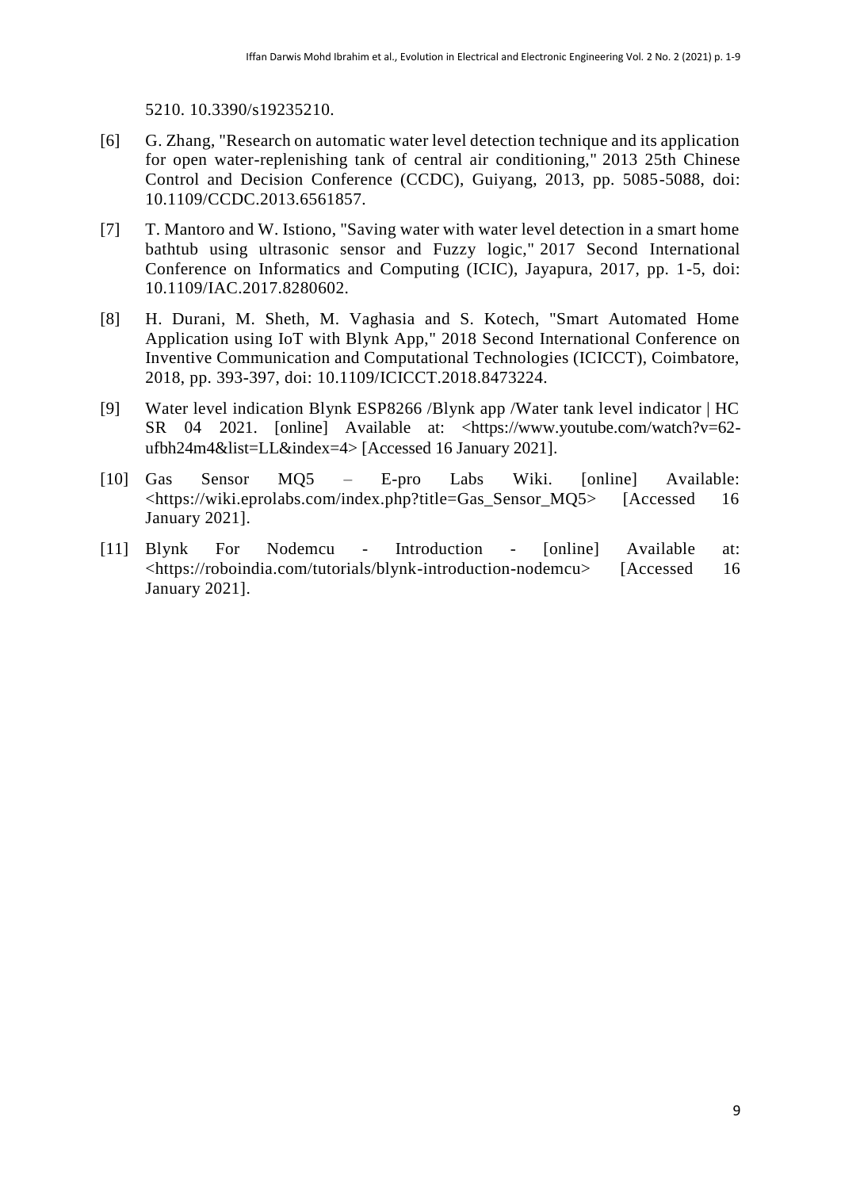5210. 10.3390/s19235210.

[6] G. Zhang, "Research on automatic water level detection technique and its application for open water-replenishing tank of central air conditioning," 2013 25th Chinese Control and Decision Conference (CCDC), Guiyang, 2013, pp. 5085-5088, doi: 10.1109/CCDC.2013.6561857.

[7] T. Mantoro and W. Istiono, "Saving water with water level detection in a smart home bathtub using ultrasonic sensor and Fuzzy logic," 2017 Second International Conference on Informatics and Computing (ICIC), Jayapura, 2017, pp. 1-5, doi: 10.1109/IAC.2017.8280602.

[8] H. Durani, M. Sheth, M. Vaghasia and S. Kotech, "Smart Automated Home Application using IoT with Blynk App," 2018 Second International Conference on Inventive Communication and Computational Technologies (ICICCT), Coimbatore, 2018, pp. 393-397, doi: 10.1109/ICICCT.2018.8473224.

[9] Water level indication Blynk ESP8266 /Blynk app /Water tank level indicator | HC SR 04 2021. [online] Available at: <https://www.youtube.com/watch?v=62-ufbh24m4&list=LL&index=4> [Accessed 16 January 2021].

[10] Gas Sensor MQ5 – E-pro Labs Wiki. [online] Available: <https://wiki.eprolabs.com/index.php?title=Gas_Sensor_MQ5> [Accessed 16 January 2021].

[11] Blynk For Nodemcu - Introduction - [online] Available at: <https://roboindia.com/tutorials/blynk-introduction-nodemcu> [Accessed 16 January 2021].